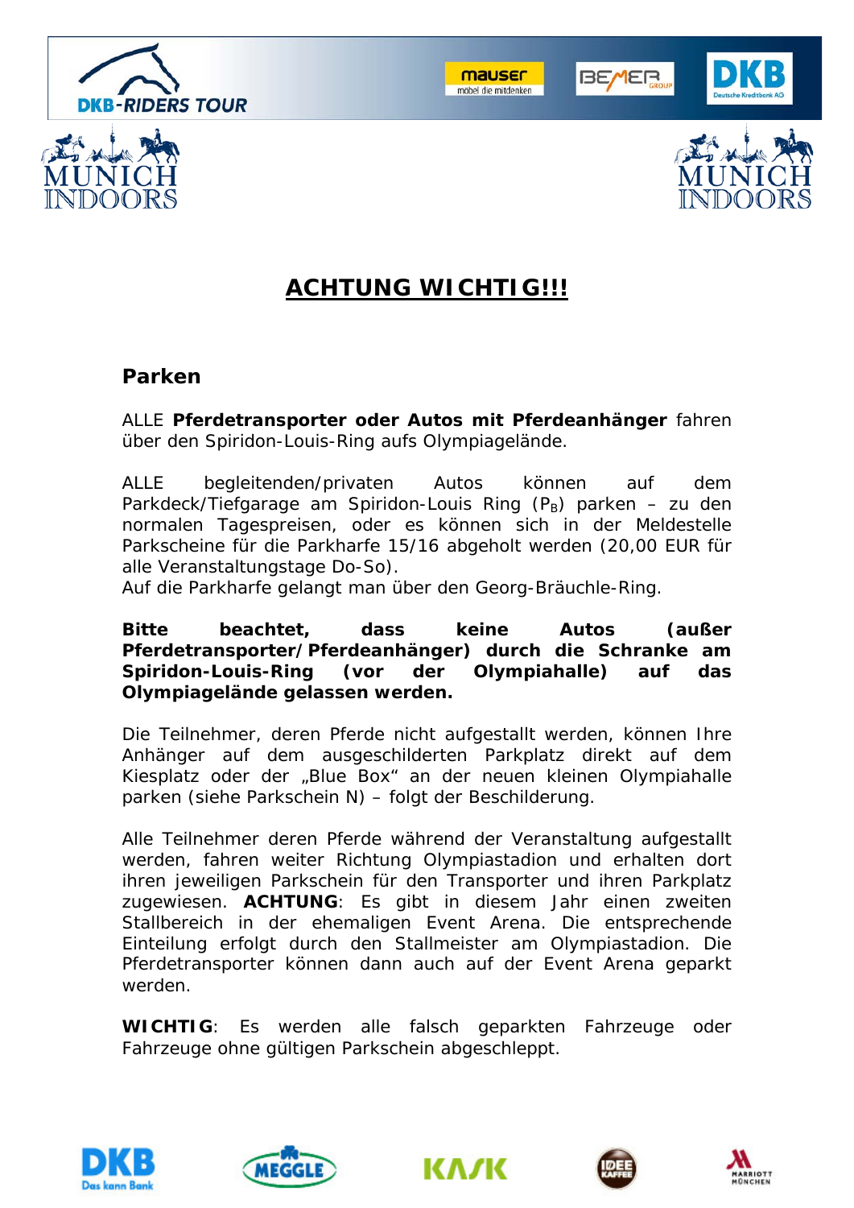# ACHTUNG WICHTIG!!!

## Parken

ALLE **Pferdetransporter oder Autos mit Pferdeanhänger** fahren über den Spiridon-Louis-Ring aufs Olympiagelände.

ALLE begleitenden/privaten Autos können auf dem Parkdeck/Tiefgarage am Spiridon-Louis Ring ($P_B$) parken – zu den normalen Tagespreisen, oder es können sich in der Meldestelle Parkscheine für die Parkharfe 15/16 abgeholt werden (20,00 EUR für alle Veranstaltungstage Do-So).
Auf die Parkharfe gelangt man über den Georg-Bräuchle-Ring.

**Bitte beachtet, dass keine Autos (außer Pferdetransporter/Pferdeanhänger) durch die Schranke am Spiridon-Louis-Ring (vor der Olympiahalle) auf das Olympiagelände gelassen werden.**

Die Teilnehmer, deren Pferde nicht aufgestallt werden, können Ihre Anhänger auf dem ausgeschilderten Parkplatz direkt auf dem Kiesplatz oder der „Blue Box" an der neuen kleinen Olympiahalle parken (siehe Parkschein N) – folgt der Beschilderung.

Alle Teilnehmer deren Pferde während der Veranstaltung aufgestallt werden, fahren weiter Richtung Olympiastadion und erhalten dort ihren jeweiligen Parkschein für den Transporter und ihren Parkplatz zugewiesen. **ACHTUNG**: Es gibt in diesem Jahr einen zweiten Stallbereich in der ehemaligen Event Arena. Die entsprechende Einteilung erfolgt durch den Stallmeister am Olympiastadion. Die Pferdetransporter können dann auch auf der Event Arena geparkt werden.

**WICHTIG**: Es werden alle falsch geparkten Fahrzeuge oder Fahrzeuge ohne gültigen Parkschein abgeschleppt.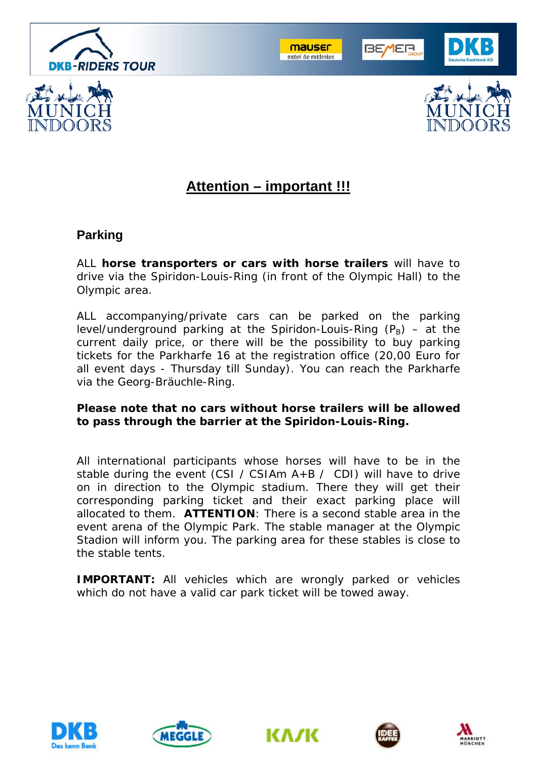# Attention – important !!!

## Parking

ALL **horse transporters or cars with horse trailers** will have to drive via the Spiridon-Louis-Ring (in front of the Olympic Hall) to the Olympic area.

ALL accompanying/private cars can be parked on the parking level/underground parking at the Spiridon-Louis-Ring ($P_B$) – at the current daily price, or there will be the possibility to buy parking tickets for the Parkharfe 16 at the registration office (20,00 Euro for all event days - Thursday till Sunday). You can reach the Parkharfe via the Georg-Bräuchle-Ring.

**Please note that no cars without horse trailers will be allowed to pass through the barrier at the Spiridon-Louis-Ring.**

All international participants whose horses will have to be in the stable during the event (CSI / CSIAm A+B / CDI) will have to drive on in direction to the Olympic stadium. There they will get their corresponding parking ticket and their exact parking place will allocated to them. **ATTENTION**: There is a second stable area in the event arena of the Olympic Park. The stable manager at the Olympic Stadion will inform you. The parking area for these stables is close to the stable tents.

**IMPORTANT:** All vehicles which are wrongly parked or vehicles which do not have a valid car park ticket will be towed away.